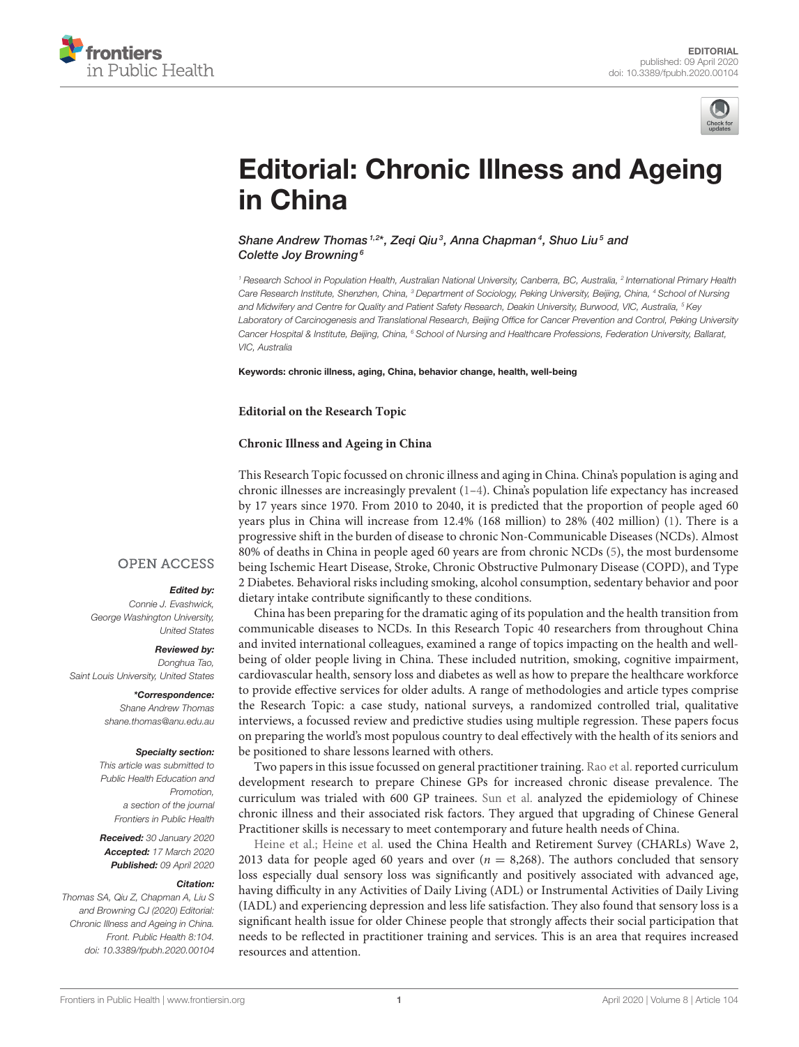EDITORIAL

published: 09 April 2020

doi: 10.3389/fpubh.2020.00104

# Editorial: Chronic Illness and Ageing in China

*Shane Andrew Thomas[1,2*], Zeqi Qiu[3], Anna Chapman[4], Shuo Liu[5] and Colette Joy Browning[6]*

[1] Research School in Population Health, Australian National University, Canberra, BC, Australia, [2] International Primary Health Care Research Institute, Shenzhen, China, [3] Department of Sociology, Peking University, Beijing, China, [4] School of Nursing and Midwifery and Centre for Quality and Patient Safety Research, Deakin University, Burwood, VIC, Australia, [5] Key Laboratory of Carcinogenesis and Translational Research, Beijing Office for Cancer Prevention and Control, Peking University Cancer Hospital & Institute, Beijing, China, [6] School of Nursing and Healthcare Professions, Federation University, Ballarat, VIC, Australia

**Keywords: chronic illness, aging, China, behavior change, health, well-being**

OPEN ACCESS

***Edited by:***
Connie J. Evashwick,
George Washington University,
United States

***Reviewed by:***
Donghua Tao,
Saint Louis University, United States

***\*Correspondence:***
Shane Andrew Thomas
shane.thomas@anu.edu.au

***Specialty section:***
This article was submitted to Public Health Education and Promotion, a section of the journal Frontiers in Public Health

***Received:*** 30 January 2020
***Accepted:*** 17 March 2020
***Published:*** 09 April 2020

***Citation:***
Thomas SA, Qiu Z, Chapman A, Liu S and Browning CJ (2020) Editorial: Chronic Illness and Ageing in China. Front. Public Health 8:104. doi: 10.3389/fpubh.2020.00104

**Editorial on the Research Topic**

**Chronic Illness and Ageing in China**

This Research Topic focussed on chronic illness and aging in China. China's population is aging and chronic illnesses are increasingly prevalent (1–4). China's population life expectancy has increased by 17 years since 1970. From 2010 to 2040, it is predicted that the proportion of people aged 60 years plus in China will increase from 12.4% (168 million) to 28% (402 million) (1). There is a progressive shift in the burden of disease to chronic Non-Communicable Diseases (NCDs). Almost 80% of deaths in China in people aged 60 years are from chronic NCDs (5), the most burdensome being Ischemic Heart Disease, Stroke, Chronic Obstructive Pulmonary Disease (COPD), and Type 2 Diabetes. Behavioral risks including smoking, alcohol consumption, sedentary behavior and poor dietary intake contribute significantly to these conditions.

China has been preparing for the dramatic aging of its population and the health transition from communicable diseases to NCDs. In this Research Topic 40 researchers from throughout China and invited international colleagues, examined a range of topics impacting on the health and well-being of older people living in China. These included nutrition, smoking, cognitive impairment, cardiovascular health, sensory loss and diabetes as well as how to prepare the healthcare workforce to provide effective services for older adults. A range of methodologies and article types comprise the Research Topic: a case study, national surveys, a randomized controlled trial, qualitative interviews, a focussed review and predictive studies using multiple regression. These papers focus on preparing the world's most populous country to deal effectively with the health of its seniors and be positioned to share lessons learned with others.

Two papers in this issue focussed on general practitioner training. Rao et al. reported curriculum development research to prepare Chinese GPs for increased chronic disease prevalence. The curriculum was trialed with 600 GP trainees. Sun et al. analyzed the epidemiology of Chinese chronic illness and their associated risk factors. They argued that upgrading of Chinese General Practitioner skills is necessary to meet contemporary and future health needs of China.

Heine et al.; Heine et al. used the China Health and Retirement Survey (CHARLs) Wave 2, 2013 data for people aged 60 years and over ($n$ = 8,268). The authors concluded that sensory loss especially dual sensory loss was significantly and positively associated with advanced age, having difficulty in any Activities of Daily Living (ADL) or Instrumental Activities of Daily Living (IADL) and experiencing depression and less life satisfaction. They also found that sensory loss is a significant health issue for older Chinese people that strongly affects their social participation that needs to be reflected in practitioner training and services. This is an area that requires increased resources and attention.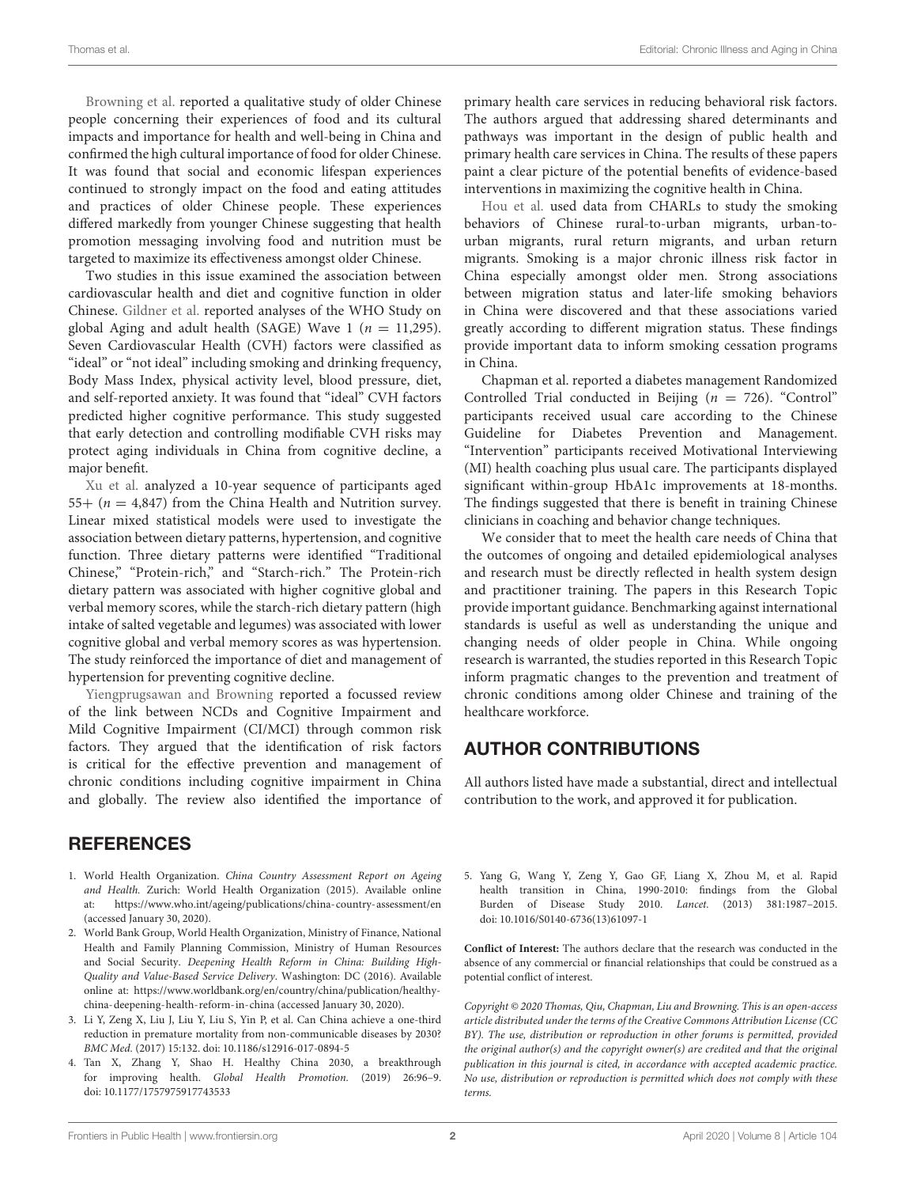Browning et al. reported a qualitative study of older Chinese people concerning their experiences of food and its cultural impacts and importance for health and well-being in China and confirmed the high cultural importance of food for older Chinese. It was found that social and economic lifespan experiences continued to strongly impact on the food and eating attitudes and practices of older Chinese people. These experiences differed markedly from younger Chinese suggesting that health promotion messaging involving food and nutrition must be targeted to maximize its effectiveness amongst older Chinese.

Two studies in this issue examined the association between cardiovascular health and diet and cognitive function in older Chinese. Gildner et al. reported analyses of the WHO Study on global Aging and adult health (SAGE) Wave 1 ($n = 11,295$). Seven Cardiovascular Health (CVH) factors were classified as "ideal" or "not ideal" including smoking and drinking frequency, Body Mass Index, physical activity level, blood pressure, diet, and self-reported anxiety. It was found that "ideal" CVH factors predicted higher cognitive performance. This study suggested that early detection and controlling modifiable CVH risks may protect aging individuals in China from cognitive decline, a major benefit.

Xu et al. analyzed a 10-year sequence of participants aged 55+ ($n = 4,847$) from the China Health and Nutrition survey. Linear mixed statistical models were used to investigate the association between dietary patterns, hypertension, and cognitive function. Three dietary patterns were identified "Traditional Chinese," "Protein-rich," and "Starch-rich." The Protein-rich dietary pattern was associated with higher cognitive global and verbal memory scores, while the starch-rich dietary pattern (high intake of salted vegetable and legumes) was associated with lower cognitive global and verbal memory scores as was hypertension. The study reinforced the importance of diet and management of hypertension for preventing cognitive decline.

Yiengprugsawan and Browning reported a focussed review of the link between NCDs and Cognitive Impairment and Mild Cognitive Impairment (CI/MCI) through common risk factors. They argued that the identification of risk factors is critical for the effective prevention and management of chronic conditions including cognitive impairment in China and globally. The review also identified the importance of primary health care services in reducing behavioral risk factors. The authors argued that addressing shared determinants and pathways was important in the design of public health and primary health care services in China. The results of these papers paint a clear picture of the potential benefits of evidence-based interventions in maximizing the cognitive health in China.

Hou et al. used data from CHARLs to study the smoking behaviors of Chinese rural-to-urban migrants, urban-to-urban migrants, rural return migrants, and urban return migrants. Smoking is a major chronic illness risk factor in China especially amongst older men. Strong associations between migration status and later-life smoking behaviors in China were discovered and that these associations varied greatly according to different migration status. These findings provide important data to inform smoking cessation programs in China.

Chapman et al. reported a diabetes management Randomized Controlled Trial conducted in Beijing ($n = 726$). "Control" participants received usual care according to the Chinese Guideline for Diabetes Prevention and Management. "Intervention" participants received Motivational Interviewing (MI) health coaching plus usual care. The participants displayed significant within-group HbA1c improvements at 18-months. The findings suggested that there is benefit in training Chinese clinicians in coaching and behavior change techniques.

We consider that to meet the health care needs of China that the outcomes of ongoing and detailed epidemiological analyses and research must be directly reflected in health system design and practitioner training. The papers in this Research Topic provide important guidance. Benchmarking against international standards is useful as well as understanding the unique and changing needs of older people in China. While ongoing research is warranted, the studies reported in this Research Topic inform pragmatic changes to the prevention and treatment of chronic conditions among older Chinese and training of the healthcare workforce.

## AUTHOR CONTRIBUTIONS

All authors listed have made a substantial, direct and intellectual contribution to the work, and approved it for publication.

## REFERENCES

1. World Health Organization. *China Country Assessment Report on Ageing and Health*. Zurich: World Health Organization (2015). Available online at: https://www.who.int/ageing/publications/china-country-assessment/en (accessed January 30, 2020).
2. World Bank Group, World Health Organization, Ministry of Finance, National Health and Family Planning Commission, Ministry of Human Resources and Social Security. *Deepening Health Reform in China: Building High-Quality and Value-Based Service Delivery*. Washington: DC (2016). Available online at: https://www.worldbank.org/en/country/china/publication/healthy-china-deepening-health-reform-in-china (accessed January 30, 2020).
3. Li Y, Zeng X, Liu J, Liu Y, Liu S, Yin P, et al. Can China achieve a one-third reduction in premature mortality from non-communicable diseases by 2030? *BMC Med.* (2017) 15:132. doi: 10.1186/s12916-017-0894-5
4. Tan X, Zhang Y, Shao H. Healthy China 2030, a breakthrough for improving health. *Global Health Promotion.* (2019) 26:96–9. doi: 10.1177/1757975917743533
5. Yang G, Wang Y, Zeng Y, Gao GF, Liang X, Zhou M, et al. Rapid health transition in China, 1990-2010: findings from the Global Burden of Disease Study 2010. *Lancet.* (2013) 381:1987–2015. doi: 10.1016/S0140-6736(13)61097-1

**Conflict of Interest:** The authors declare that the research was conducted in the absence of any commercial or financial relationships that could be construed as a potential conflict of interest.

*Copyright © 2020 Thomas, Qiu, Chapman, Liu and Browning. This is an open-access article distributed under the terms of the Creative Commons Attribution License (CC BY). The use, distribution or reproduction in other forums is permitted, provided the original author(s) and the copyright owner(s) are credited and that the original publication in this journal is cited, in accordance with accepted academic practice. No use, distribution or reproduction is permitted which does not comply with these terms.*